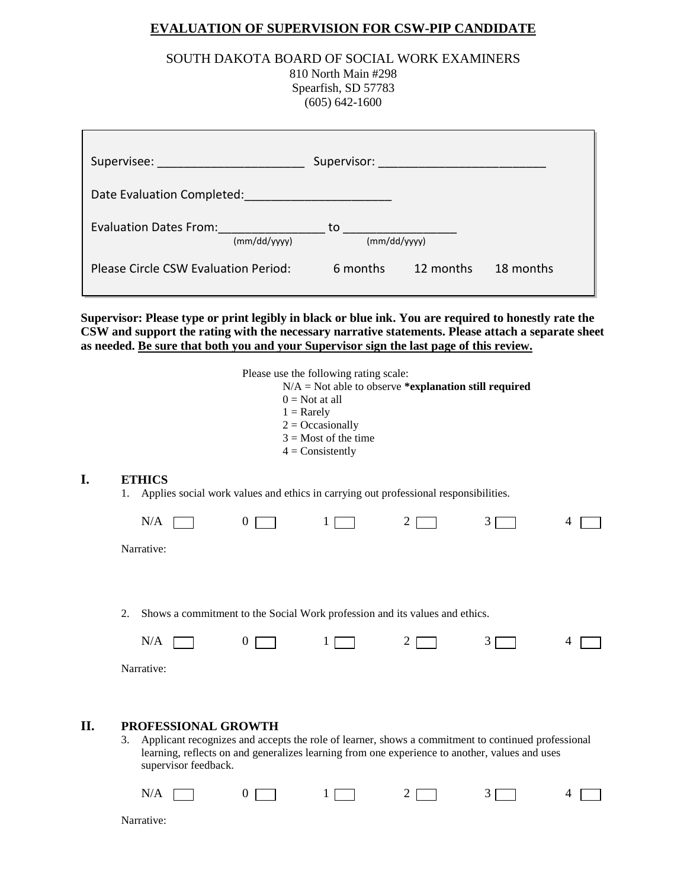# EVALUATION OF SUPERVISION FOR CSW-PIP CANDIDATE

SOUTH DAKOTA BOARD OF SOCIAL WORK EXAMINERS
810 North Main #298
Spearfish, SD 57783
(605) 642-1600

Supervisee: ______________________ Supervisor: _________________________

Date Evaluation Completed: ______________________

Evaluation Dates From: ________________ to ________________
(mm/dd/yyyy) (mm/dd/yyyy)

Please Circle CSW Evaluation Period: 6 months 12 months 18 months

**Supervisor: Please type or print legibly in black or blue ink. You are required to honestly rate the CSW and support the rating with the necessary narrative statements. Please attach a separate sheet as needed. Be sure that both you and your Supervisor sign the last page of this review.**

Please use the following rating scale:

- N/A = Not able to observe **\*explanation still required**
- 0 = Not at all
- 1 = Rarely
- 2 = Occasionally
- 3 = Most of the time
- 4 = Consistently

## I. ETHICS

1. Applies social work values and ethics in carrying out professional responsibilities.

   N/A ☐ 0 ☐ 1 ☐ 2 ☐ 3 ☐ 4 ☐

   Narrative:

2. Shows a commitment to the Social Work profession and its values and ethics.

   N/A ☐ 0 ☐ 1 ☐ 2 ☐ 3 ☐ 4 ☐

   Narrative:

## II. PROFESSIONAL GROWTH

3. Applicant recognizes and accepts the role of learner, shows a commitment to continued professional learning, reflects on and generalizes learning from one experience to another, values and uses supervisor feedback.

   N/A ☐ 0 ☐ 1 ☐ 2 ☐ 3 ☐ 4 ☐

   Narrative: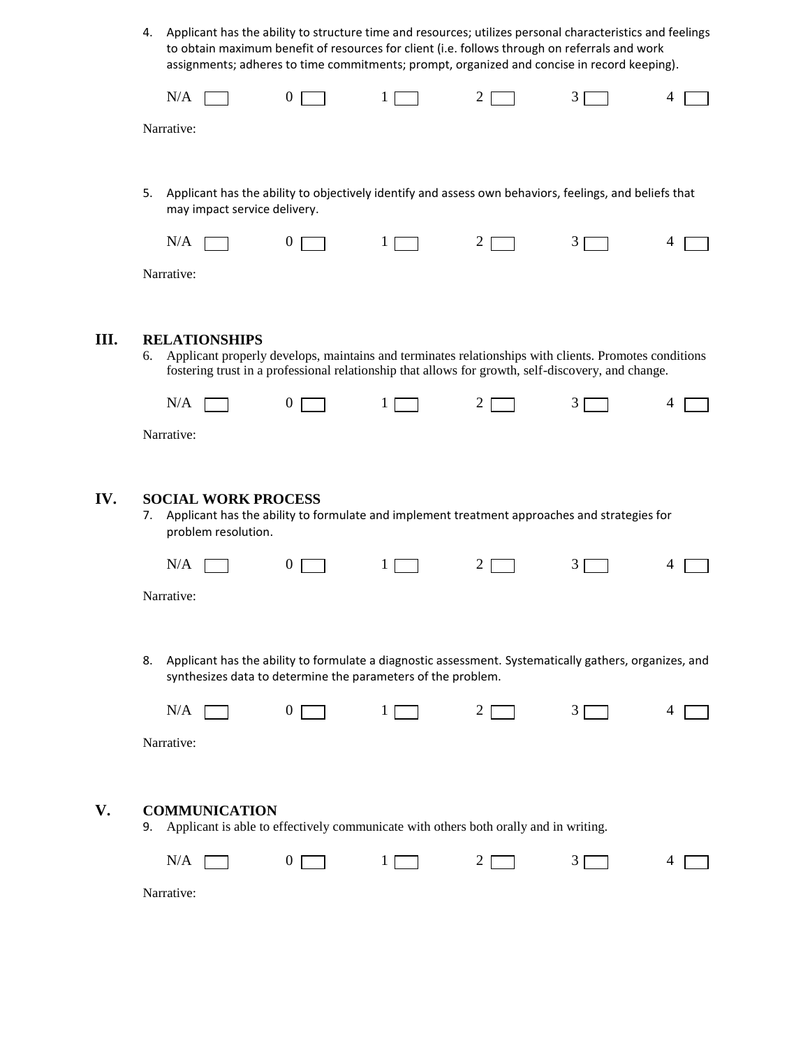4. Applicant has the ability to structure time and resources; utilizes personal characteristics and feelings to obtain maximum benefit of resources for client (i.e. follows through on referrals and work assignments; adheres to time commitments; prompt, organized and concise in record keeping).

   N/A ☐ 0 ☐ 1 ☐ 2 ☐ 3 ☐ 4 ☐

   Narrative:

5. Applicant has the ability to objectively identify and assess own behaviors, feelings, and beliefs that may impact service delivery.

   N/A ☐ 0 ☐ 1 ☐ 2 ☐ 3 ☐ 4 ☐

   Narrative:

## III. RELATIONSHIPS

6. Applicant properly develops, maintains and terminates relationships with clients. Promotes conditions fostering trust in a professional relationship that allows for growth, self-discovery, and change.

   N/A ☐ 0 ☐ 1 ☐ 2 ☐ 3 ☐ 4 ☐

   Narrative:

## IV. SOCIAL WORK PROCESS

7. Applicant has the ability to formulate and implement treatment approaches and strategies for problem resolution.

   N/A ☐ 0 ☐ 1 ☐ 2 ☐ 3 ☐ 4 ☐

   Narrative:

8. Applicant has the ability to formulate a diagnostic assessment. Systematically gathers, organizes, and synthesizes data to determine the parameters of the problem.

   N/A ☐ 0 ☐ 1 ☐ 2 ☐ 3 ☐ 4 ☐

   Narrative:

## V. COMMUNICATION

9. Applicant is able to effectively communicate with others both orally and in writing.

   N/A ☐ 0 ☐ 1 ☐ 2 ☐ 3 ☐ 4 ☐

   Narrative: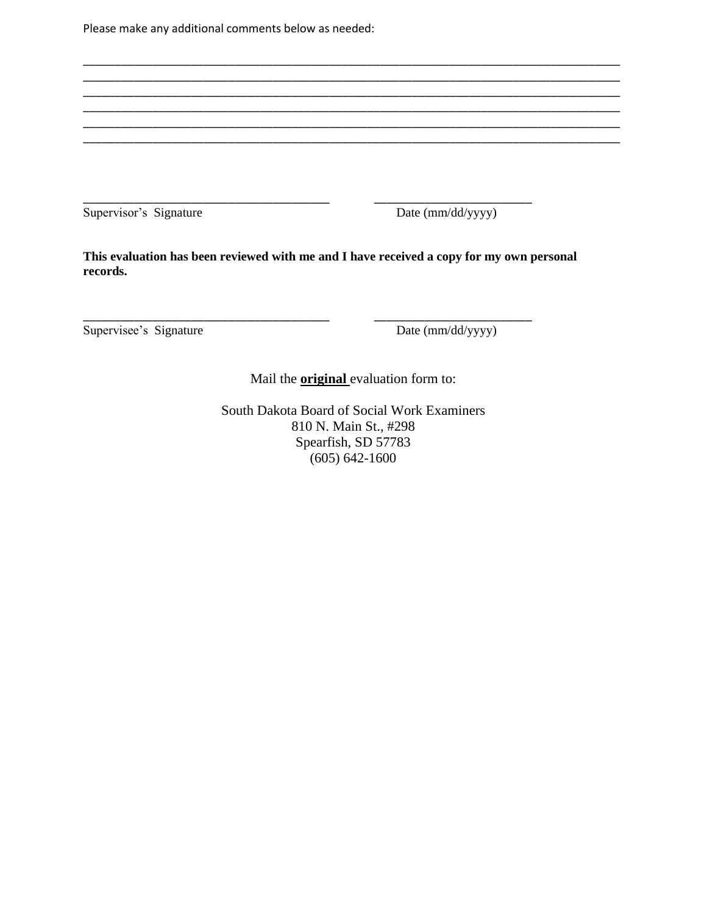Please make any additional comments below as needed:

______________________________________________________________________________
______________________________________________________________________________
______________________________________________________________________________
______________________________________________________________________________
______________________________________________________________________________
______________________________________________________________________________

_____________________________________ ________________________

Supervisor's Signature Date (mm/dd/yyyy)

**This evaluation has been reviewed with me and I have received a copy for my own personal records.**

_____________________________________ ________________________

Supervisee's Signature Date (mm/dd/yyyy)

Mail the **original** evaluation form to:

South Dakota Board of Social Work Examiners
810 N. Main St., #298
Spearfish, SD 57783
(605) 642-1600